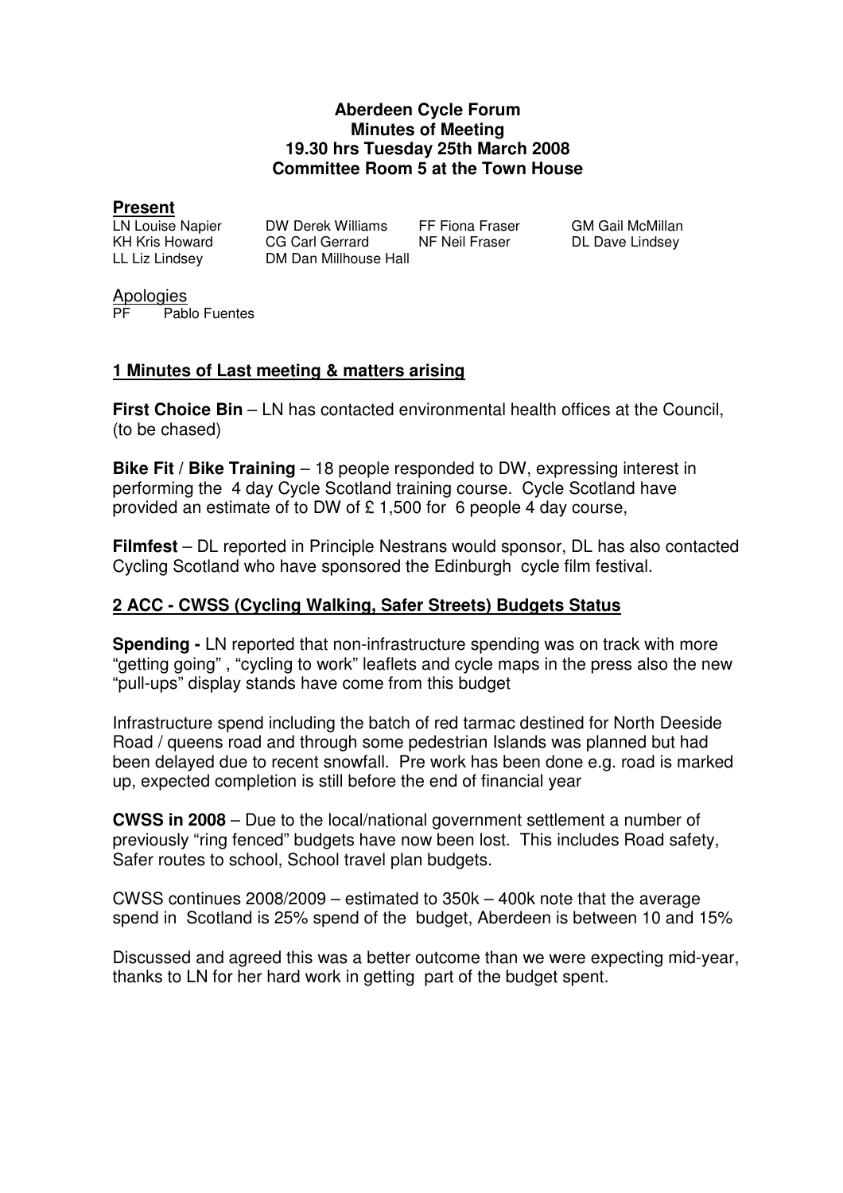**Aberdeen Cycle Forum**
**Minutes of Meeting**
**19.30 hrs Tuesday 25th March 2008**
**Committee Room 5 at the Town House**

## Present

| | | | |
|---|---|---|---|
| LN Louise Napier | DW Derek Williams | FF Fiona Fraser | GM Gail McMillan |
| KH Kris Howard | CG Carl Gerrard | NF Neil Fraser | DL Dave Lindsey |
| LL Liz Lindsey | DM Dan Millhouse Hall | | |

Apologies
PF Pablo Fuentes

## 1 Minutes of Last meeting & matters arising

**First Choice Bin** – LN has contacted environmental health offices at the Council, (to be chased)

**Bike Fit / Bike Training** – 18 people responded to DW, expressing interest in performing the 4 day Cycle Scotland training course. Cycle Scotland have provided an estimate of to DW of £ 1,500 for 6 people 4 day course,

**Filmfest** – DL reported in Principle Nestrans would sponsor, DL has also contacted Cycling Scotland who have sponsored the Edinburgh cycle film festival.

## 2 ACC - CWSS (Cycling Walking, Safer Streets) Budgets Status

**Spending -** LN reported that non-infrastructure spending was on track with more "getting going" , "cycling to work" leaflets and cycle maps in the press also the new "pull-ups" display stands have come from this budget

Infrastructure spend including the batch of red tarmac destined for North Deeside Road / queens road and through some pedestrian Islands was planned but had been delayed due to recent snowfall. Pre work has been done e.g. road is marked up, expected completion is still before the end of financial year

**CWSS in 2008** – Due to the local/national government settlement a number of previously "ring fenced" budgets have now been lost. This includes Road safety, Safer routes to school, School travel plan budgets.

CWSS continues 2008/2009 – estimated to 350k – 400k note that the average spend in Scotland is 25% spend of the budget, Aberdeen is between 10 and 15%

Discussed and agreed this was a better outcome than we were expecting mid-year, thanks to LN for her hard work in getting part of the budget spent.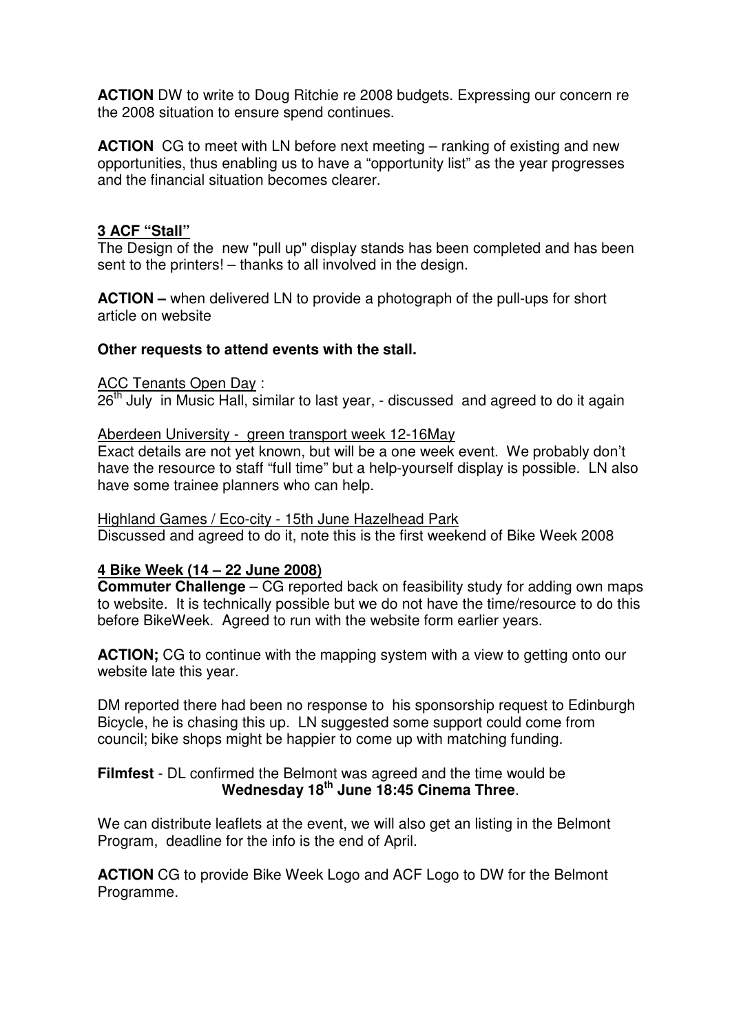**ACTION** DW to write to Doug Ritchie re 2008 budgets. Expressing our concern re the 2008 situation to ensure spend continues.

**ACTION** CG to meet with LN before next meeting – ranking of existing and new opportunities, thus enabling us to have a "opportunity list" as the year progresses and the financial situation becomes clearer.

## 3 ACF "Stall"

The Design of the new "pull up" display stands has been completed and has been sent to the printers! – thanks to all involved in the design.

**ACTION –** when delivered LN to provide a photograph of the pull-ups for short article on website

**Other requests to attend events with the stall.**

ACC Tenants Open Day :
26th July in Music Hall, similar to last year, - discussed and agreed to do it again

Aberdeen University - green transport week 12-16May
Exact details are not yet known, but will be a one week event. We probably don't have the resource to staff "full time" but a help-yourself display is possible. LN also have some trainee planners who can help.

Highland Games / Eco-city - 15th June Hazelhead Park
Discussed and agreed to do it, note this is the first weekend of Bike Week 2008

## 4 Bike Week (14 – 22 June 2008)

**Commuter Challenge** – CG reported back on feasibility study for adding own maps to website. It is technically possible but we do not have the time/resource to do this before BikeWeek. Agreed to run with the website form earlier years.

**ACTION;** CG to continue with the mapping system with a view to getting onto our website late this year.

DM reported there had been no response to his sponsorship request to Edinburgh Bicycle, he is chasing this up. LN suggested some support could come from council; bike shops might be happier to come up with matching funding.

**Filmfest** - DL confirmed the Belmont was agreed and the time would be
**Wednesday 18th June 18:45 Cinema Three**.

We can distribute leaflets at the event, we will also get an listing in the Belmont Program, deadline for the info is the end of April.

**ACTION** CG to provide Bike Week Logo and ACF Logo to DW for the Belmont Programme.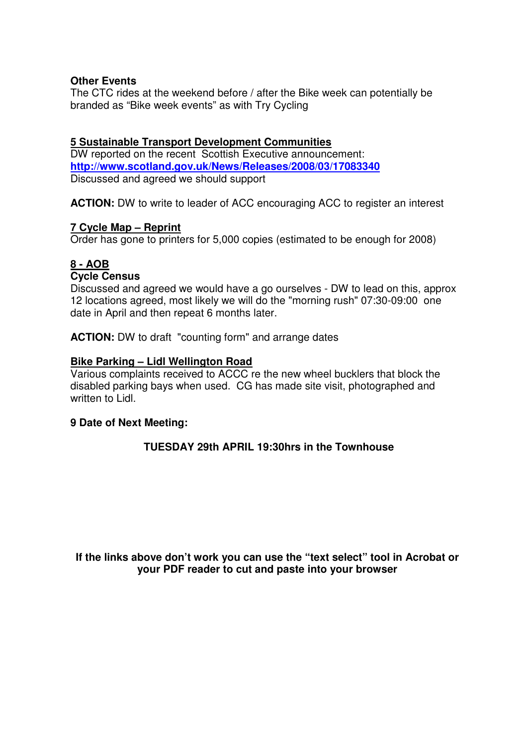**Other Events**

The CTC rides at the weekend before / after the Bike week can potentially be branded as "Bike week events" as with Try Cycling

## 5 Sustainable Transport Development Communities

DW reported on the recent Scottish Executive announcement:
**http://www.scotland.gov.uk/News/Releases/2008/03/17083340**
Discussed and agreed we should support

**ACTION:** DW to write to leader of ACC encouraging ACC to register an interest

## 7 Cycle Map – Reprint

Order has gone to printers for 5,000 copies (estimated to be enough for 2008)

## 8 - AOB

**Cycle Census**

Discussed and agreed we would have a go ourselves - DW to lead on this, approx 12 locations agreed, most likely we will do the "morning rush" 07:30-09:00 one date in April and then repeat 6 months later.

**ACTION:** DW to draft "counting form" and arrange dates

**Bike Parking – Lidl Wellington Road**

Various complaints received to ACCC re the new wheel bucklers that block the disabled parking bays when used. CG has made site visit, photographed and written to Lidl.

**9 Date of Next Meeting:**

**TUESDAY 29th APRIL 19:30hrs in the Townhouse**

**If the links above don't work you can use the "text select" tool in Acrobat or your PDF reader to cut and paste into your browser**